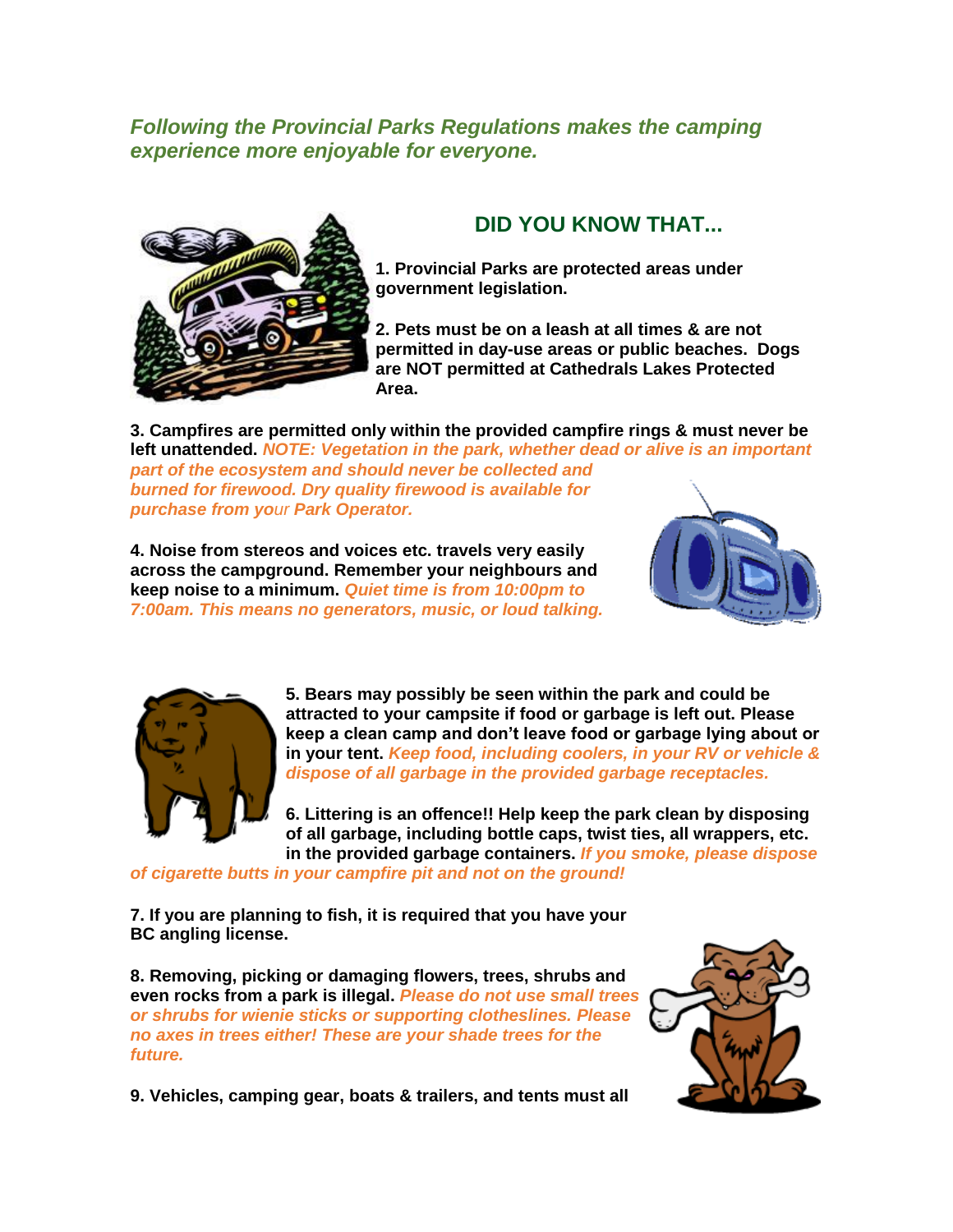*Following the Provincial Parks Regulations makes the camping experience more enjoyable for everyone.*

## DID YOU KNOW THAT...

**1. Provincial Parks are protected areas under government legislation.**

**2. Pets must be on a leash at all times & are not permitted in day-use areas or public beaches. Dogs are NOT permitted at Cathedrals Lakes Protected Area.**

**3. Campfires are permitted only within the provided campfire rings & must never be left unattended.** ***NOTE: Vegetation in the park, whether dead or alive is an important part of the ecosystem and should never be collected and burned for firewood. Dry quality firewood is available for purchase from your Park Operator.***

**4. Noise from stereos and voices etc. travels very easily across the campground. Remember your neighbours and keep noise to a minimum.** ***Quiet time is from 10:00pm to 7:00am. This means no generators, music, or loud talking.***

**5. Bears may possibly be seen within the park and could be attracted to your campsite if food or garbage is left out. Please keep a clean camp and don't leave food or garbage lying about or in your tent.** ***Keep food, including coolers, in your RV or vehicle & dispose of all garbage in the provided garbage receptacles.***

**6. Littering is an offence!! Help keep the park clean by disposing of all garbage, including bottle caps, twist ties, all wrappers, etc. in the provided garbage containers.** ***If you smoke, please dispose of cigarette butts in your campfire pit and not on the ground!***

**7. If you are planning to fish, it is required that you have your BC angling license.**

**8. Removing, picking or damaging flowers, trees, shrubs and even rocks from a park is illegal.** ***Please do not use small trees or shrubs for wienie sticks or supporting clotheslines. Please no axes in trees either! These are your shade trees for the future.***

**9. Vehicles, camping gear, boats & trailers, and tents must all**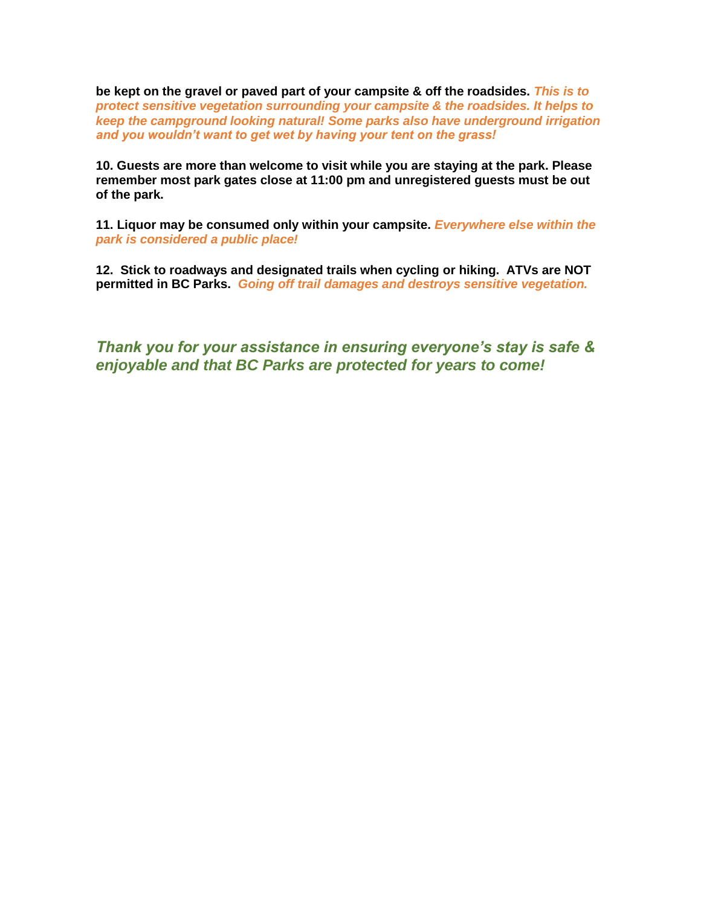**be kept on the gravel or paved part of your campsite & off the roadsides.** ***This is to protect sensitive vegetation surrounding your campsite & the roadsides. It helps to keep the campground looking natural! Some parks also have underground irrigation and you wouldn't want to get wet by having your tent on the grass!***

**10. Guests are more than welcome to visit while you are staying at the park. Please remember most park gates close at 11:00 pm and unregistered guests must be out of the park.**

**11. Liquor may be consumed only within your campsite.** ***Everywhere else within the park is considered a public place!***

**12. Stick to roadways and designated trails when cycling or hiking. ATVs are NOT permitted in BC Parks.** ***Going off trail damages and destroys sensitive vegetation.***

***Thank you for your assistance in ensuring everyone's stay is safe & enjoyable and that BC Parks are protected for years to come!***